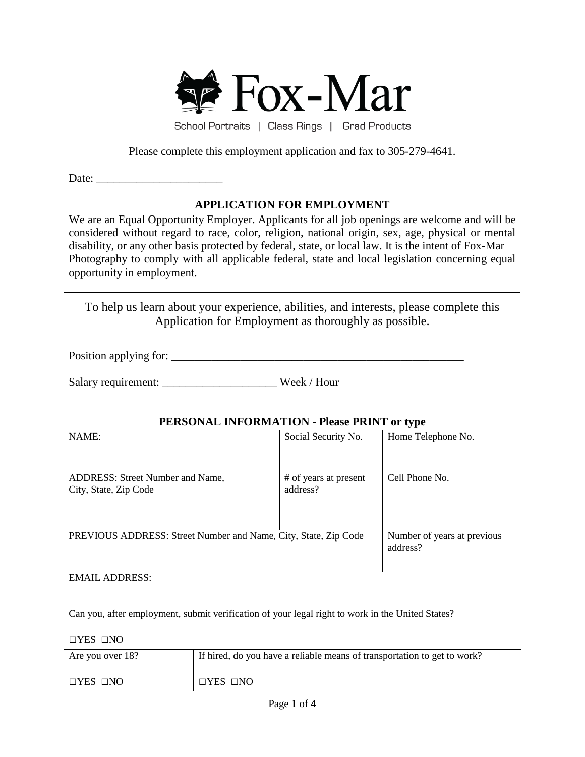Fox-Mar

School Portraits | Class Rings | Grad Products

Please complete this employment application and fax to 305-279-4641.

Date: ______________________

## APPLICATION FOR EMPLOYMENT

We are an Equal Opportunity Employer. Applicants for all job openings are welcome and will be considered without regard to race, color, religion, national origin, sex, age, physical or mental disability, or any other basis protected by federal, state, or local law. It is the intent of Fox-Mar Photography to comply with all applicable federal, state and local legislation concerning equal opportunity in employment.

To help us learn about your experience, abilities, and interests, please complete this Application for Employment as thoroughly as possible.

Position applying for: ____________________________________________________

Salary requirement: ____________________ Week / Hour

### PERSONAL INFORMATION - Please PRINT or type

| | | | |
|---|---|---|---|
| NAME: | | Social Security No. | Home Telephone No. |
| ADDRESS: Street Number and Name, City, State, Zip Code | | # of years at present address? | Cell Phone No. |
| PREVIOUS ADDRESS: Street Number and Name, City, State, Zip Code | | | Number of years at previous address? |
| EMAIL ADDRESS: | | | |
| Can you, after employment, submit verification of your legal right to work in the United States? ☐YES ☐NO | | | |
| Are you over 18? ☐YES ☐NO | If hired, do you have a reliable means of transportation to get to work? ☐YES ☐NO | | |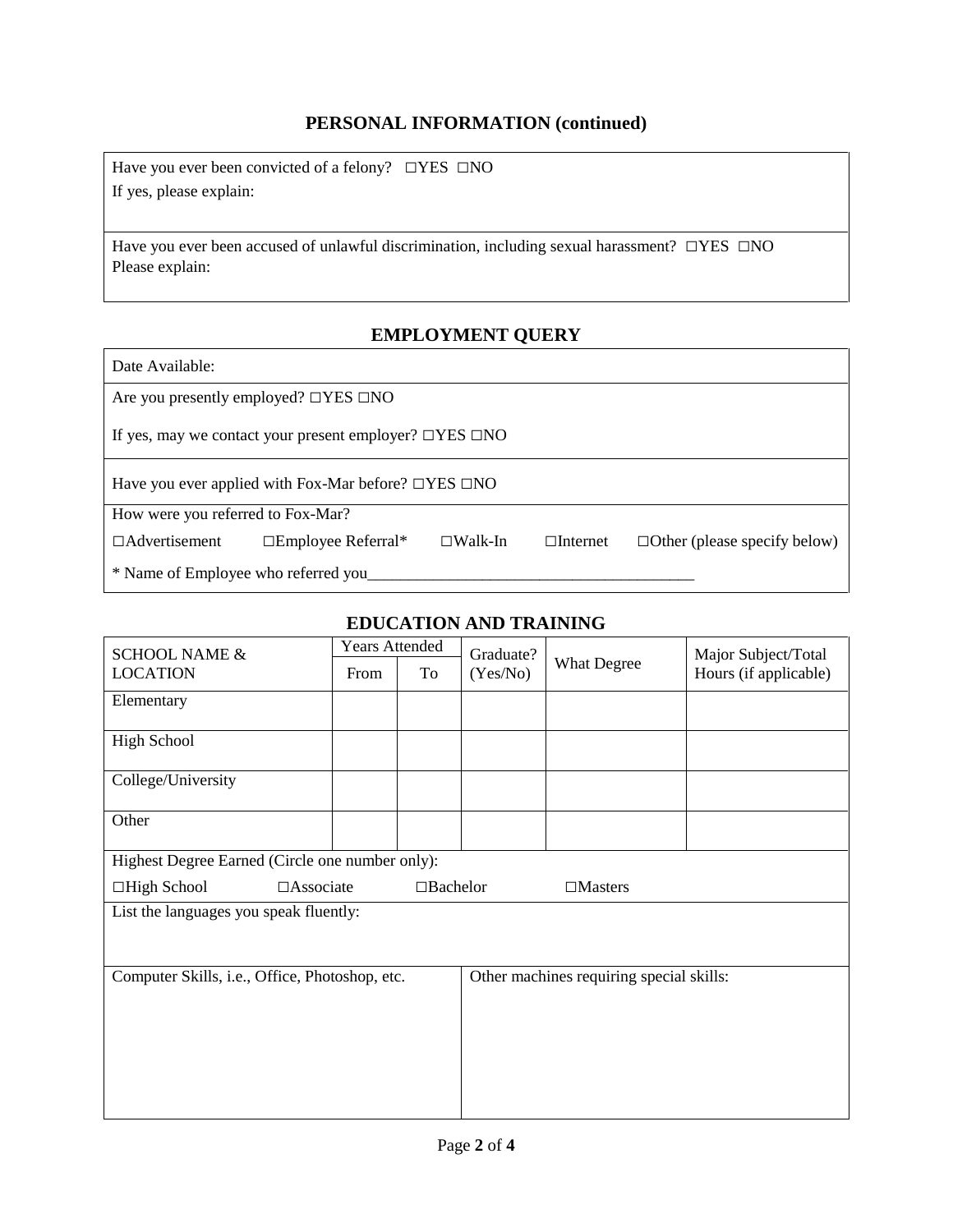## PERSONAL INFORMATION (continued)

Have you ever been convicted of a felony? ☐YES ☐NO
If yes, please explain:

Have you ever been accused of unlawful discrimination, including sexual harassment? ☐YES ☐NO
Please explain:

## EMPLOYMENT QUERY

Date Available:

Are you presently employed? ☐YES ☐NO

If yes, may we contact your present employer? ☐YES ☐NO

Have you ever applied with Fox-Mar before? ☐YES ☐NO

How were you referred to Fox-Mar?

☐Advertisement ☐Employee Referral* ☐Walk-In ☐Internet ☐Other (please specify below)

* Name of Employee who referred you________________________________________

## EDUCATION AND TRAINING

| SCHOOL NAME & LOCATION | Years Attended | | Graduate? (Yes/No) | What Degree | Major Subject/Total Hours (if applicable) |
|---|---|---|---|---|---|
| | From | To | | | |
| Elementary | | | | | |
| High School | | | | | |
| College/University | | | | | |
| Other | | | | | |

Highest Degree Earned (Circle one number only):

☐High School ☐Associate ☐Bachelor ☐Masters

List the languages you speak fluently:

| Computer Skills, i.e., Office, Photoshop, etc. | Other machines requiring special skills: |
|---|---|
| | |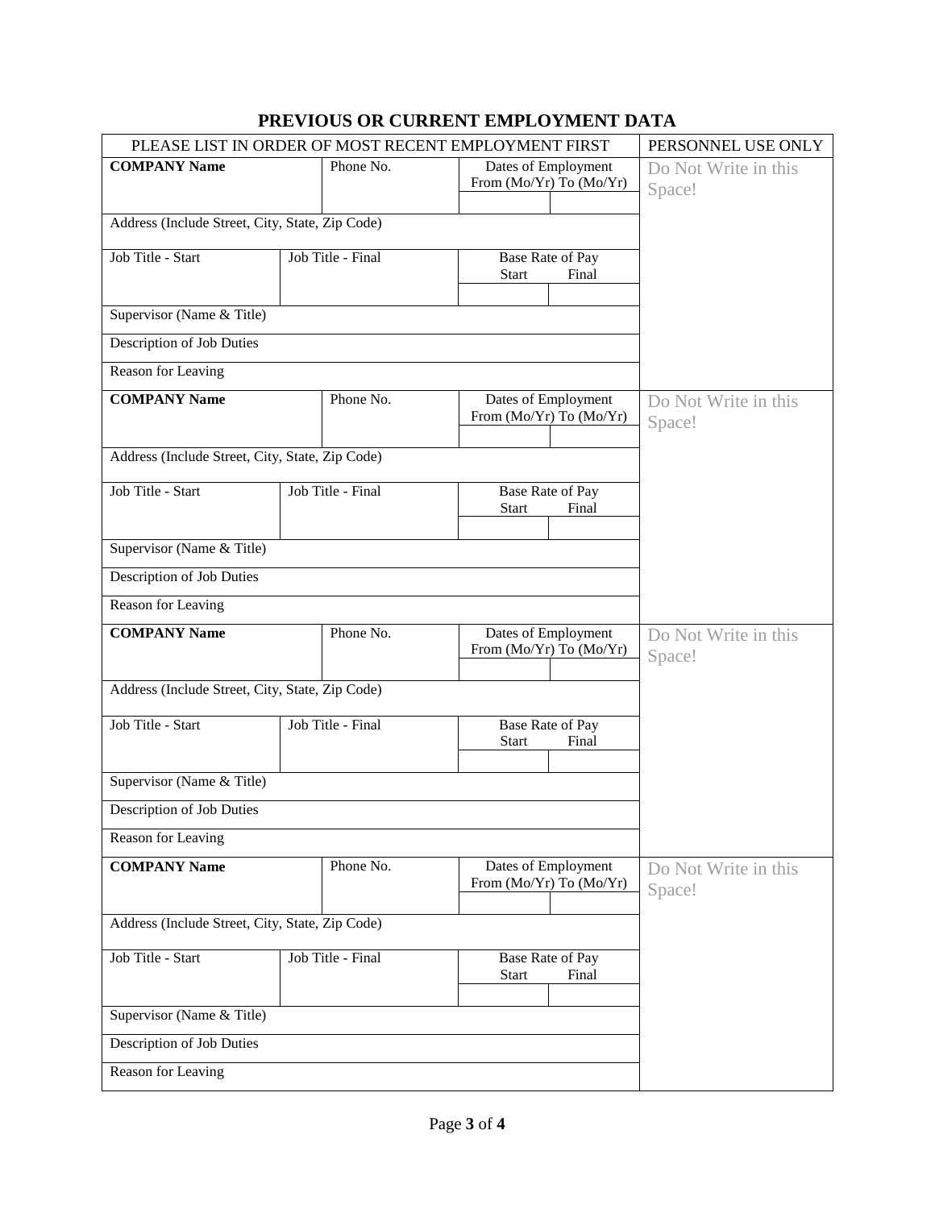# PREVIOUS OR CURRENT EMPLOYMENT DATA

| PLEASE LIST IN ORDER OF MOST RECENT EMPLOYMENT FIRST | | | | PERSONNEL USE ONLY |
|---|---|---|---|---|
| **COMPANY Name** | Phone No. | Dates of Employment From (Mo/Yr) To (Mo/Yr) | | Do Not Write in this Space! |
| Address (Include Street, City, State, Zip Code) | | | | |
| Job Title - Start | Job Title - Final | Base Rate of Pay Start Final | | |
| Supervisor (Name & Title) | | | | |
| Description of Job Duties | | | | |
| Reason for Leaving | | | | |
| **COMPANY Name** | Phone No. | Dates of Employment From (Mo/Yr) To (Mo/Yr) | | Do Not Write in this Space! |
| Address (Include Street, City, State, Zip Code) | | | | |
| Job Title - Start | Job Title - Final | Base Rate of Pay Start Final | | |
| Supervisor (Name & Title) | | | | |
| Description of Job Duties | | | | |
| Reason for Leaving | | | | |
| **COMPANY Name** | Phone No. | Dates of Employment From (Mo/Yr) To (Mo/Yr) | | Do Not Write in this Space! |
| Address (Include Street, City, State, Zip Code) | | | | |
| Job Title - Start | Job Title - Final | Base Rate of Pay Start Final | | |
| Supervisor (Name & Title) | | | | |
| Description of Job Duties | | | | |
| Reason for Leaving | | | | |
| **COMPANY Name** | Phone No. | Dates of Employment From (Mo/Yr) To (Mo/Yr) | | Do Not Write in this Space! |
| Address (Include Street, City, State, Zip Code) | | | | |
| Job Title - Start | Job Title - Final | Base Rate of Pay Start Final | | |
| Supervisor (Name & Title) | | | | |
| Description of Job Duties | | | | |
| Reason for Leaving | | | | |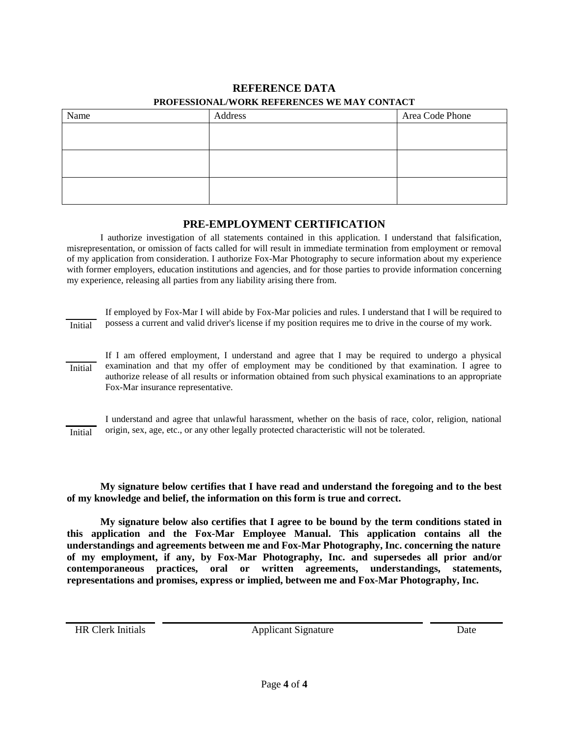## REFERENCE DATA

**PROFESSIONAL/WORK REFERENCES WE MAY CONTACT**

| Name | Address | Area Code Phone |
|---|---|---|
| | | |
| | | |
| | | |

## PRE-EMPLOYMENT CERTIFICATION

I authorize investigation of all statements contained in this application. I understand that falsification, misrepresentation, or omission of facts called for will result in immediate termination from employment or removal of my application from consideration. I authorize Fox-Mar Photography to secure information about my experience with former employers, education institutions and agencies, and for those parties to provide information concerning my experience, releasing all parties from any liability arising there from.

\_\_\_\_\_ Initial — If employed by Fox-Mar I will abide by Fox-Mar policies and rules. I understand that I will be required to possess a current and valid driver's license if my position requires me to drive in the course of my work.

\_\_\_\_\_ Initial — If I am offered employment, I understand and agree that I may be required to undergo a physical examination and that my offer of employment may be conditioned by that examination. I agree to authorize release of all results or information obtained from such physical examinations to an appropriate Fox-Mar insurance representative.

\_\_\_\_\_ Initial — I understand and agree that unlawful harassment, whether on the basis of race, color, religion, national origin, sex, age, etc., or any other legally protected characteristic will not be tolerated.

**My signature below certifies that I have read and understand the foregoing and to the best of my knowledge and belief, the information on this form is true and correct.**

**My signature below also certifies that I agree to be bound by the term conditions stated in this application and the Fox-Mar Employee Manual. This application contains all the understandings and agreements between me and Fox-Mar Photography, Inc. concerning the nature of my employment, if any, by Fox-Mar Photography, Inc. and supersedes all prior and/or contemporaneous practices, oral or written agreements, understandings, statements, representations and promises, express or implied, between me and Fox-Mar Photography, Inc.**

\_\_\_\_\_\_\_\_\_\_ HR Clerk Initials \_\_\_\_\_\_\_\_\_\_\_\_\_\_\_\_\_\_\_\_ Applicant Signature \_\_\_\_\_\_\_\_\_\_ Date